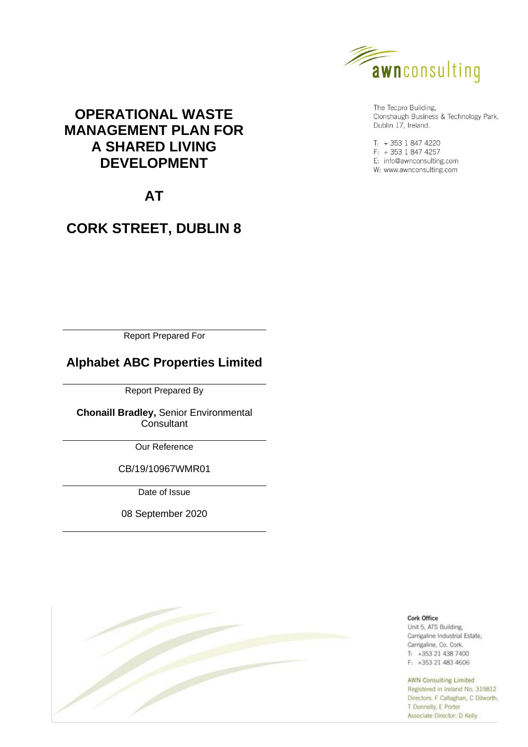awnconsulting

The Tecpro Building,
Clonshaugh Business & Technology Park,
Dublin 17, Ireland.

T: + 353 1 847 4220
F: + 353 1 847 4257
E: info@awnconsulting.com
W: www.awnconsulting.com

# OPERATIONAL WASTE MANAGEMENT PLAN FOR A SHARED LIVING DEVELOPMENT

# AT

# CORK STREET, DUBLIN 8

Report Prepared For

**Alphabet ABC Properties Limited**

Report Prepared By

**Chonaill Bradley,** Senior Environmental Consultant

Our Reference

CB/19/10967WMR01

Date of Issue

08 September 2020

**Cork Office**
Unit 5, ATS Building,
Carrigaline Industrial Estate,
Carrigaline, Co. Cork.
T: +353 21 438 7400
F: +353 21 483 4606

AWN Consulting Limited
Registered in Ireland No. 319812
Directors: F Callaghan, C Dilworth,
T Donnelly, E Porter
Associate Director: D Kelly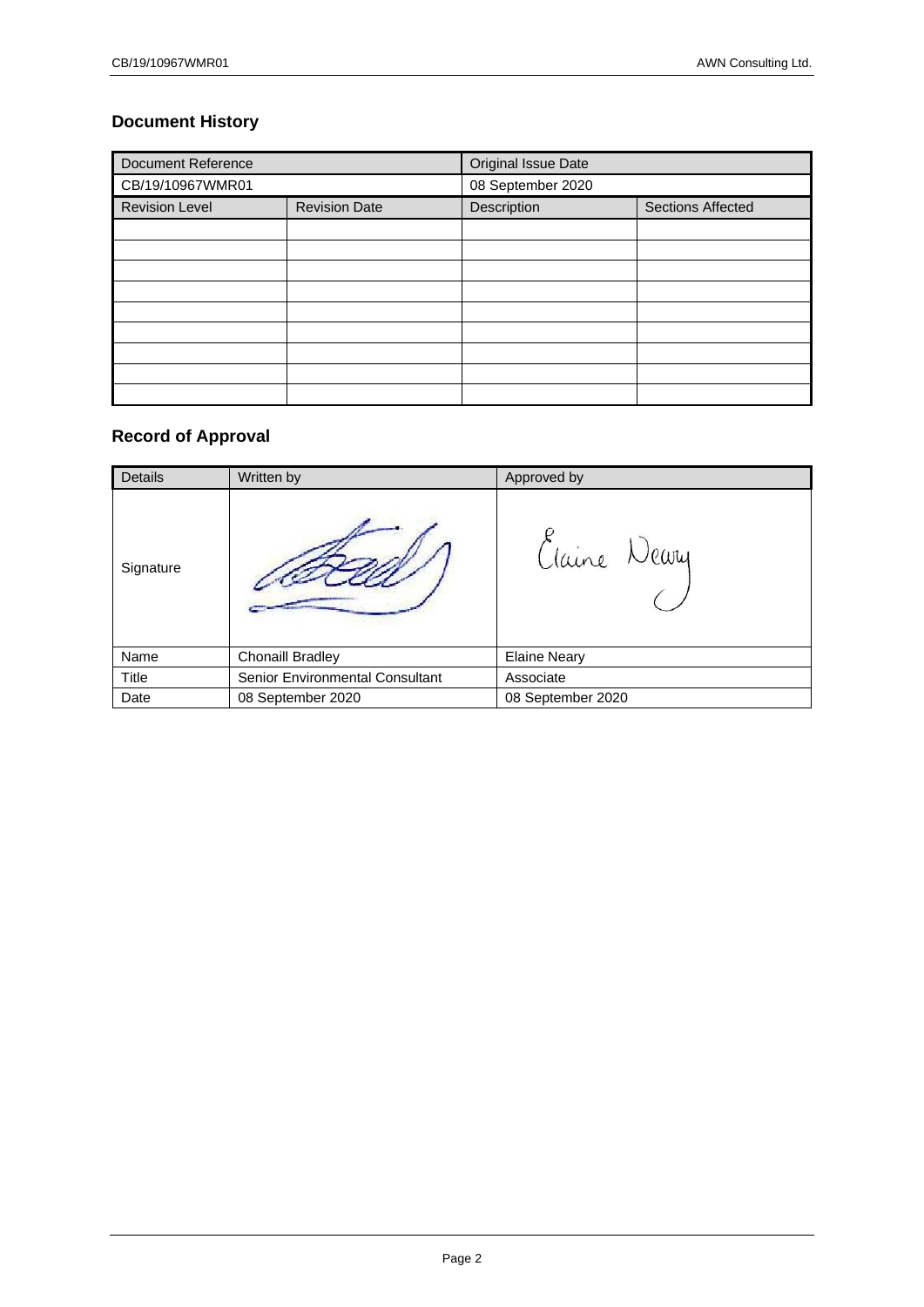## Document History

| Document Reference | | Original Issue Date | |
|---|---|---|---|
| CB/19/10967WMR01 | | 08 September 2020 | |
| Revision Level | Revision Date | Description | Sections Affected |
| | | | |
| | | | |
| | | | |
| | | | |
| | | | |
| | | | |
| | | | |
| | | | |
| | | | |

## Record of Approval

| Details | Written by | Approved by |
|---|---|---|
| Signature | | Elaine Neary |
| Name | Chonaill Bradley | Elaine Neary |
| Title | Senior Environmental Consultant | Associate |
| Date | 08 September 2020 | 08 September 2020 |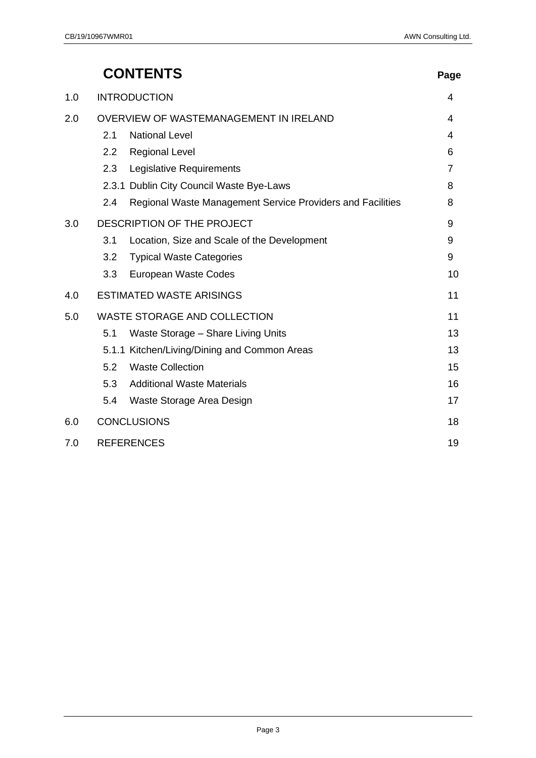# CONTENTS

| | | Page |
|---|---|---|
| 1.0 | INTRODUCTION | 4 |
| 2.0 | OVERVIEW OF WASTEMANAGEMENT IN IRELAND | 4 |
| | 2.1 National Level | 4 |
| | 2.2 Regional Level | 6 |
| | 2.3 Legislative Requirements | 7 |
| | 2.3.1 Dublin City Council Waste Bye-Laws | 8 |
| | 2.4 Regional Waste Management Service Providers and Facilities | 8 |
| 3.0 | DESCRIPTION OF THE PROJECT | 9 |
| | 3.1 Location, Size and Scale of the Development | 9 |
| | 3.2 Typical Waste Categories | 9 |
| | 3.3 European Waste Codes | 10 |
| 4.0 | ESTIMATED WASTE ARISINGS | 11 |
| 5.0 | WASTE STORAGE AND COLLECTION | 11 |
| | 5.1 Waste Storage – Share Living Units | 13 |
| | 5.1.1 Kitchen/Living/Dining and Common Areas | 13 |
| | 5.2 Waste Collection | 15 |
| | 5.3 Additional Waste Materials | 16 |
| | 5.4 Waste Storage Area Design | 17 |
| 6.0 | CONCLUSIONS | 18 |
| 7.0 | REFERENCES | 19 |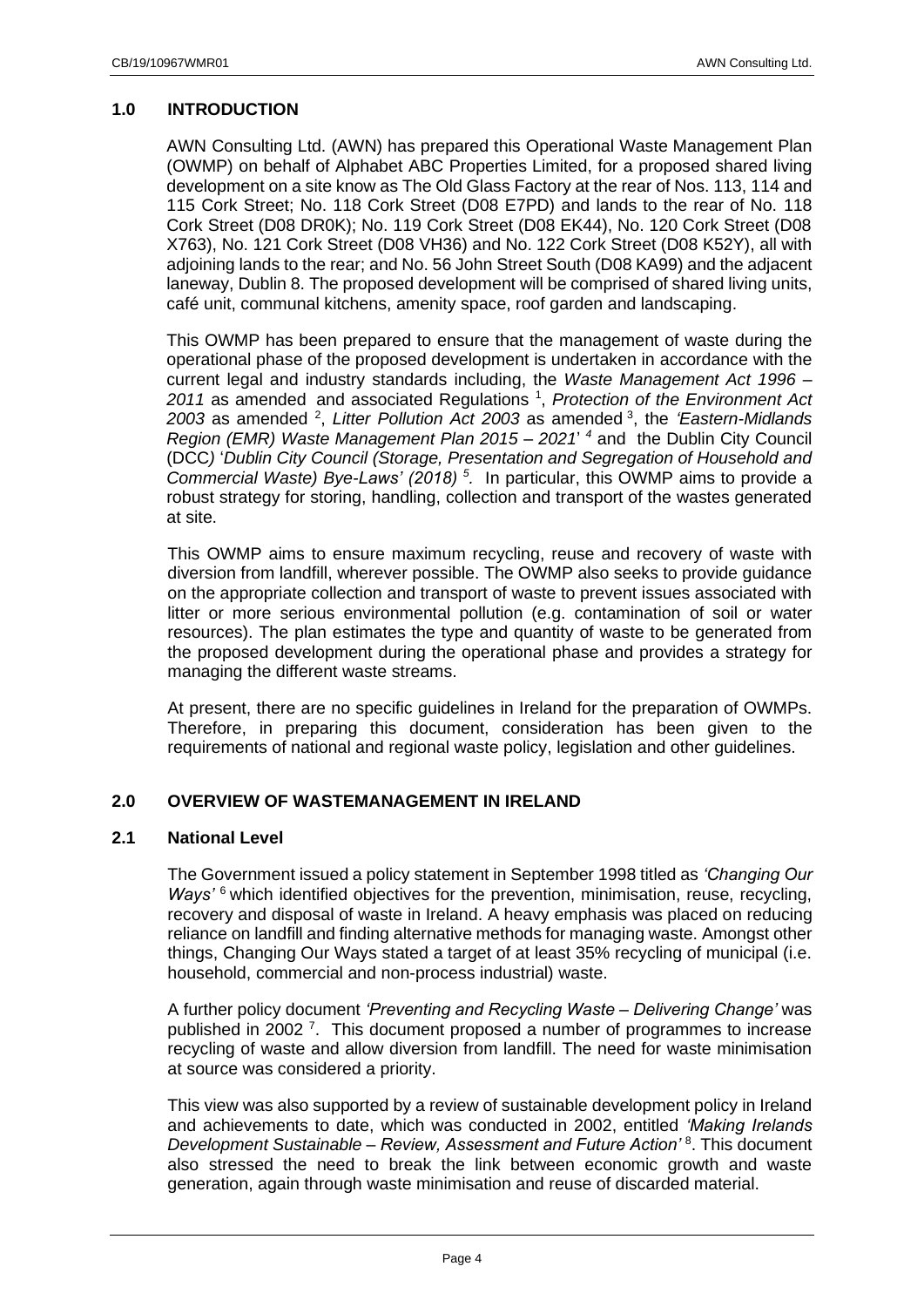## 1.0 INTRODUCTION

AWN Consulting Ltd. (AWN) has prepared this Operational Waste Management Plan (OWMP) on behalf of Alphabet ABC Properties Limited, for a proposed shared living development on a site know as The Old Glass Factory at the rear of Nos. 113, 114 and 115 Cork Street; No. 118 Cork Street (D08 E7PD) and lands to the rear of No. 118 Cork Street (D08 DR0K); No. 119 Cork Street (D08 EK44), No. 120 Cork Street (D08 X763), No. 121 Cork Street (D08 VH36) and No. 122 Cork Street (D08 K52Y), all with adjoining lands to the rear; and No. 56 John Street South (D08 KA99) and the adjacent laneway, Dublin 8. The proposed development will be comprised of shared living units, café unit, communal kitchens, amenity space, roof garden and landscaping.

This OWMP has been prepared to ensure that the management of waste during the operational phase of the proposed development is undertaken in accordance with the current legal and industry standards including, the *Waste Management Act 1996 – 2011* as amended and associated Regulations [1], *Protection of the Environment Act 2003* as amended [2], *Litter Pollution Act 2003* as amended [3], the *'Eastern-Midlands Region (EMR) Waste Management Plan 2015 – 2021'* [4] and the Dublin City Council (DCC) '*Dublin City Council (Storage, Presentation and Segregation of Household and Commercial Waste) Bye-Laws' (2018)* [5]. In particular, this OWMP aims to provide a robust strategy for storing, handling, collection and transport of the wastes generated at site.

This OWMP aims to ensure maximum recycling, reuse and recovery of waste with diversion from landfill, wherever possible. The OWMP also seeks to provide guidance on the appropriate collection and transport of waste to prevent issues associated with litter or more serious environmental pollution (e.g. contamination of soil or water resources). The plan estimates the type and quantity of waste to be generated from the proposed development during the operational phase and provides a strategy for managing the different waste streams.

At present, there are no specific guidelines in Ireland for the preparation of OWMPs. Therefore, in preparing this document, consideration has been given to the requirements of national and regional waste policy, legislation and other guidelines.

## 2.0 OVERVIEW OF WASTEMANAGEMENT IN IRELAND

### 2.1 National Level

The Government issued a policy statement in September 1998 titled as *'Changing Our Ways'* [6] which identified objectives for the prevention, minimisation, reuse, recycling, recovery and disposal of waste in Ireland. A heavy emphasis was placed on reducing reliance on landfill and finding alternative methods for managing waste. Amongst other things, Changing Our Ways stated a target of at least 35% recycling of municipal (i.e. household, commercial and non-process industrial) waste.

A further policy document *'Preventing and Recycling Waste – Delivering Change'* was published in 2002 [7]. This document proposed a number of programmes to increase recycling of waste and allow diversion from landfill. The need for waste minimisation at source was considered a priority.

This view was also supported by a review of sustainable development policy in Ireland and achievements to date, which was conducted in 2002, entitled *'Making Irelands Development Sustainable – Review, Assessment and Future Action'* [8]. This document also stressed the need to break the link between economic growth and waste generation, again through waste minimisation and reuse of discarded material.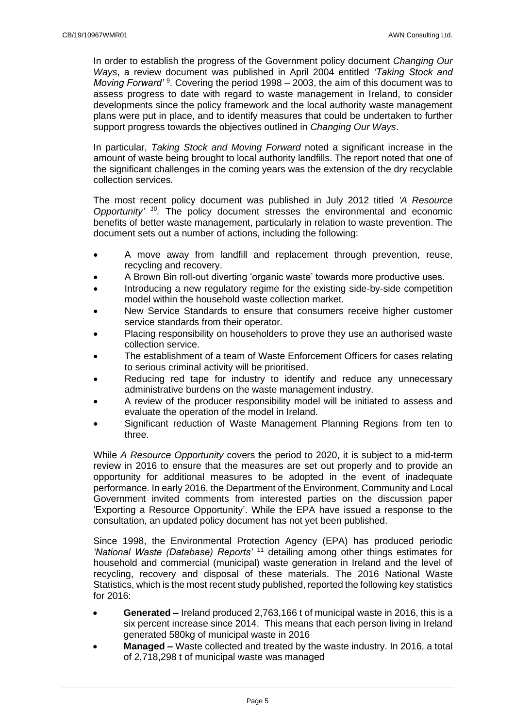In order to establish the progress of the Government policy document *Changing Our Ways*, a review document was published in April 2004 entitled *'Taking Stock and Moving Forward'* [9]. Covering the period 1998 – 2003, the aim of this document was to assess progress to date with regard to waste management in Ireland, to consider developments since the policy framework and the local authority waste management plans were put in place, and to identify measures that could be undertaken to further support progress towards the objectives outlined in *Changing Our Ways*.

In particular, *Taking Stock and Moving Forward* noted a significant increase in the amount of waste being brought to local authority landfills. The report noted that one of the significant challenges in the coming years was the extension of the dry recyclable collection services.

The most recent policy document was published in July 2012 titled *'A Resource Opportunity'* [10]. The policy document stresses the environmental and economic benefits of better waste management, particularly in relation to waste prevention. The document sets out a number of actions, including the following:

- A move away from landfill and replacement through prevention, reuse, recycling and recovery.
- A Brown Bin roll-out diverting 'organic waste' towards more productive uses.
- Introducing a new regulatory regime for the existing side-by-side competition model within the household waste collection market.
- New Service Standards to ensure that consumers receive higher customer service standards from their operator.
- Placing responsibility on householders to prove they use an authorised waste collection service.
- The establishment of a team of Waste Enforcement Officers for cases relating to serious criminal activity will be prioritised.
- Reducing red tape for industry to identify and reduce any unnecessary administrative burdens on the waste management industry.
- A review of the producer responsibility model will be initiated to assess and evaluate the operation of the model in Ireland.
- Significant reduction of Waste Management Planning Regions from ten to three.

While *A Resource Opportunity* covers the period to 2020, it is subject to a mid-term review in 2016 to ensure that the measures are set out properly and to provide an opportunity for additional measures to be adopted in the event of inadequate performance. In early 2016, the Department of the Environment, Community and Local Government invited comments from interested parties on the discussion paper 'Exporting a Resource Opportunity'. While the EPA have issued a response to the consultation, an updated policy document has not yet been published.

Since 1998, the Environmental Protection Agency (EPA) has produced periodic *'National Waste (Database) Reports'* [11] detailing among other things estimates for household and commercial (municipal) waste generation in Ireland and the level of recycling, recovery and disposal of these materials. The 2016 National Waste Statistics, which is the most recent study published, reported the following key statistics for 2016:

- **Generated –** Ireland produced 2,763,166 t of municipal waste in 2016, this is a six percent increase since 2014. This means that each person living in Ireland generated 580kg of municipal waste in 2016
- **Managed –** Waste collected and treated by the waste industry. In 2016, a total of 2,718,298 t of municipal waste was managed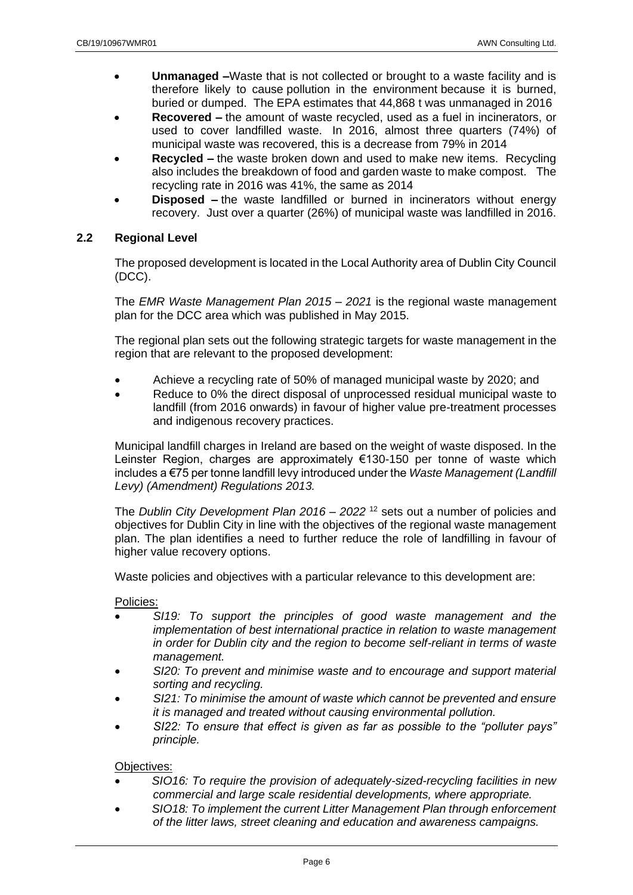- **Unmanaged –**Waste that is not collected or brought to a waste facility and is therefore likely to cause pollution in the environment because it is burned, buried or dumped. The EPA estimates that 44,868 t was unmanaged in 2016
- **Recovered –** the amount of waste recycled, used as a fuel in incinerators, or used to cover landfilled waste. In 2016, almost three quarters (74%) of municipal waste was recovered, this is a decrease from 79% in 2014
- **Recycled –** the waste broken down and used to make new items. Recycling also includes the breakdown of food and garden waste to make compost. The recycling rate in 2016 was 41%, the same as 2014
- **Disposed –** the waste landfilled or burned in incinerators without energy recovery. Just over a quarter (26%) of municipal waste was landfilled in 2016.

## 2.2 Regional Level

The proposed development is located in the Local Authority area of Dublin City Council (DCC).

The *EMR Waste Management Plan 2015 – 2021* is the regional waste management plan for the DCC area which was published in May 2015.

The regional plan sets out the following strategic targets for waste management in the region that are relevant to the proposed development:

- Achieve a recycling rate of 50% of managed municipal waste by 2020; and
- Reduce to 0% the direct disposal of unprocessed residual municipal waste to landfill (from 2016 onwards) in favour of higher value pre-treatment processes and indigenous recovery practices.

Municipal landfill charges in Ireland are based on the weight of waste disposed. In the Leinster Region, charges are approximately €130-150 per tonne of waste which includes a €75 per tonne landfill levy introduced under the *Waste Management (Landfill Levy) (Amendment) Regulations 2013.*

The *Dublin City Development Plan 2016 – 2022* [12] sets out a number of policies and objectives for Dublin City in line with the objectives of the regional waste management plan. The plan identifies a need to further reduce the role of landfilling in favour of higher value recovery options.

Waste policies and objectives with a particular relevance to this development are:

Policies:

- *SI19: To support the principles of good waste management and the implementation of best international practice in relation to waste management in order for Dublin city and the region to become self-reliant in terms of waste management.*
- *SI20: To prevent and minimise waste and to encourage and support material sorting and recycling.*
- *SI21: To minimise the amount of waste which cannot be prevented and ensure it is managed and treated without causing environmental pollution.*
- *SI22: To ensure that effect is given as far as possible to the "polluter pays" principle.*

Objectives:

- *SIO16: To require the provision of adequately-sized-recycling facilities in new commercial and large scale residential developments, where appropriate.*
- *SIO18: To implement the current Litter Management Plan through enforcement of the litter laws, street cleaning and education and awareness campaigns.*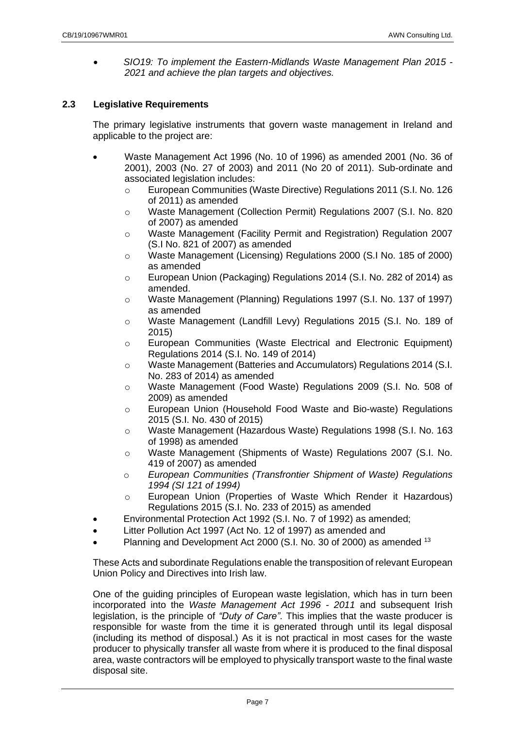- *SIO19: To implement the Eastern-Midlands Waste Management Plan 2015 - 2021 and achieve the plan targets and objectives.*

### 2.3 Legislative Requirements

The primary legislative instruments that govern waste management in Ireland and applicable to the project are:

- Waste Management Act 1996 (No. 10 of 1996) as amended 2001 (No. 36 of 2001), 2003 (No. 27 of 2003) and 2011 (No 20 of 2011). Sub-ordinate and associated legislation includes:
  - European Communities (Waste Directive) Regulations 2011 (S.I. No. 126 of 2011) as amended
  - Waste Management (Collection Permit) Regulations 2007 (S.I. No. 820 of 2007) as amended
  - Waste Management (Facility Permit and Registration) Regulation 2007 (S.I No. 821 of 2007) as amended
  - Waste Management (Licensing) Regulations 2000 (S.I No. 185 of 2000) as amended
  - European Union (Packaging) Regulations 2014 (S.I. No. 282 of 2014) as amended.
  - Waste Management (Planning) Regulations 1997 (S.I. No. 137 of 1997) as amended
  - Waste Management (Landfill Levy) Regulations 2015 (S.I. No. 189 of 2015)
  - European Communities (Waste Electrical and Electronic Equipment) Regulations 2014 (S.I. No. 149 of 2014)
  - Waste Management (Batteries and Accumulators) Regulations 2014 (S.I. No. 283 of 2014) as amended
  - Waste Management (Food Waste) Regulations 2009 (S.I. No. 508 of 2009) as amended
  - European Union (Household Food Waste and Bio-waste) Regulations 2015 (S.I. No. 430 of 2015)
  - Waste Management (Hazardous Waste) Regulations 1998 (S.I. No. 163 of 1998) as amended
  - Waste Management (Shipments of Waste) Regulations 2007 (S.I. No. 419 of 2007) as amended
  - *European Communities (Transfrontier Shipment of Waste) Regulations 1994 (SI 121 of 1994)*
  - European Union (Properties of Waste Which Render it Hazardous) Regulations 2015 (S.I. No. 233 of 2015) as amended
- Environmental Protection Act 1992 (S.I. No. 7 of 1992) as amended;
- Litter Pollution Act 1997 (Act No. 12 of 1997) as amended and
- Planning and Development Act 2000 (S.I. No. 30 of 2000) as amended [13]

These Acts and subordinate Regulations enable the transposition of relevant European Union Policy and Directives into Irish law.

One of the guiding principles of European waste legislation, which has in turn been incorporated into the *Waste Management Act 1996 - 2011* and subsequent Irish legislation, is the principle of *"Duty of Care"*. This implies that the waste producer is responsible for waste from the time it is generated through until its legal disposal (including its method of disposal.) As it is not practical in most cases for the waste producer to physically transfer all waste from where it is produced to the final disposal area, waste contractors will be employed to physically transport waste to the final waste disposal site.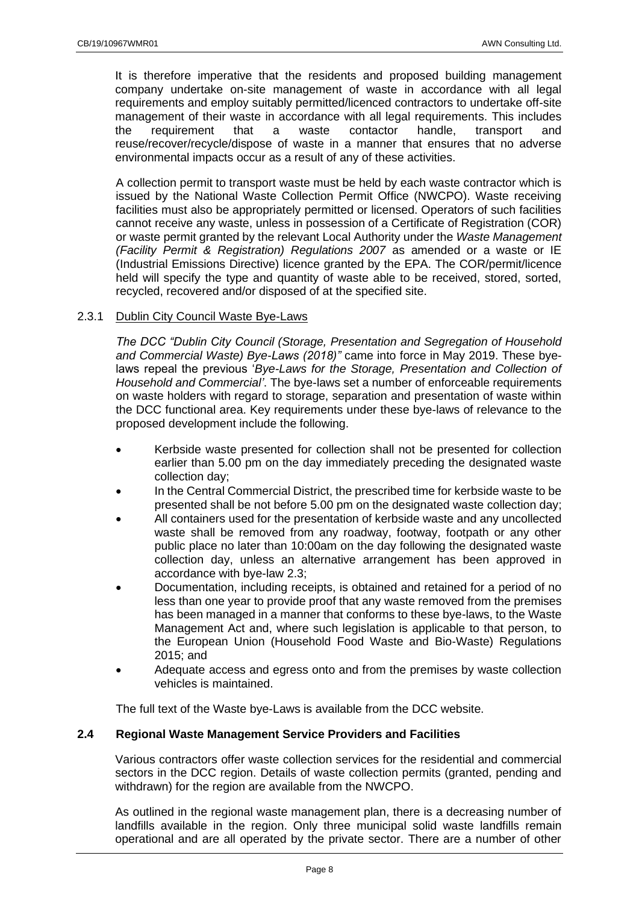It is therefore imperative that the residents and proposed building management company undertake on-site management of waste in accordance with all legal requirements and employ suitably permitted/licenced contractors to undertake off-site management of their waste in accordance with all legal requirements. This includes the requirement that a waste contactor handle, transport and reuse/recover/recycle/dispose of waste in a manner that ensures that no adverse environmental impacts occur as a result of any of these activities.

A collection permit to transport waste must be held by each waste contractor which is issued by the National Waste Collection Permit Office (NWCPO). Waste receiving facilities must also be appropriately permitted or licensed. Operators of such facilities cannot receive any waste, unless in possession of a Certificate of Registration (COR) or waste permit granted by the relevant Local Authority under the *Waste Management (Facility Permit & Registration) Regulations 2007* as amended or a waste or IE (Industrial Emissions Directive) licence granted by the EPA. The COR/permit/licence held will specify the type and quantity of waste able to be received, stored, sorted, recycled, recovered and/or disposed of at the specified site.

### 2.3.1 Dublin City Council Waste Bye-Laws

*The DCC "Dublin City Council (Storage, Presentation and Segregation of Household and Commercial Waste) Bye-Laws (2018)"* came into force in May 2019. These bye-laws repeal the previous '*Bye-Laws for the Storage, Presentation and Collection of Household and Commercial'*. The bye-laws set a number of enforceable requirements on waste holders with regard to storage, separation and presentation of waste within the DCC functional area. Key requirements under these bye-laws of relevance to the proposed development include the following.

- Kerbside waste presented for collection shall not be presented for collection earlier than 5.00 pm on the day immediately preceding the designated waste collection day;
- In the Central Commercial District, the prescribed time for kerbside waste to be presented shall be not before 5.00 pm on the designated waste collection day;
- All containers used for the presentation of kerbside waste and any uncollected waste shall be removed from any roadway, footway, footpath or any other public place no later than 10:00am on the day following the designated waste collection day, unless an alternative arrangement has been approved in accordance with bye-law 2.3;
- Documentation, including receipts, is obtained and retained for a period of no less than one year to provide proof that any waste removed from the premises has been managed in a manner that conforms to these bye-laws, to the Waste Management Act and, where such legislation is applicable to that person, to the European Union (Household Food Waste and Bio-Waste) Regulations 2015; and
- Adequate access and egress onto and from the premises by waste collection vehicles is maintained.

The full text of the Waste bye-Laws is available from the DCC website.

## 2.4 Regional Waste Management Service Providers and Facilities

Various contractors offer waste collection services for the residential and commercial sectors in the DCC region. Details of waste collection permits (granted, pending and withdrawn) for the region are available from the NWCPO.

As outlined in the regional waste management plan, there is a decreasing number of landfills available in the region. Only three municipal solid waste landfills remain operational and are all operated by the private sector. There are a number of other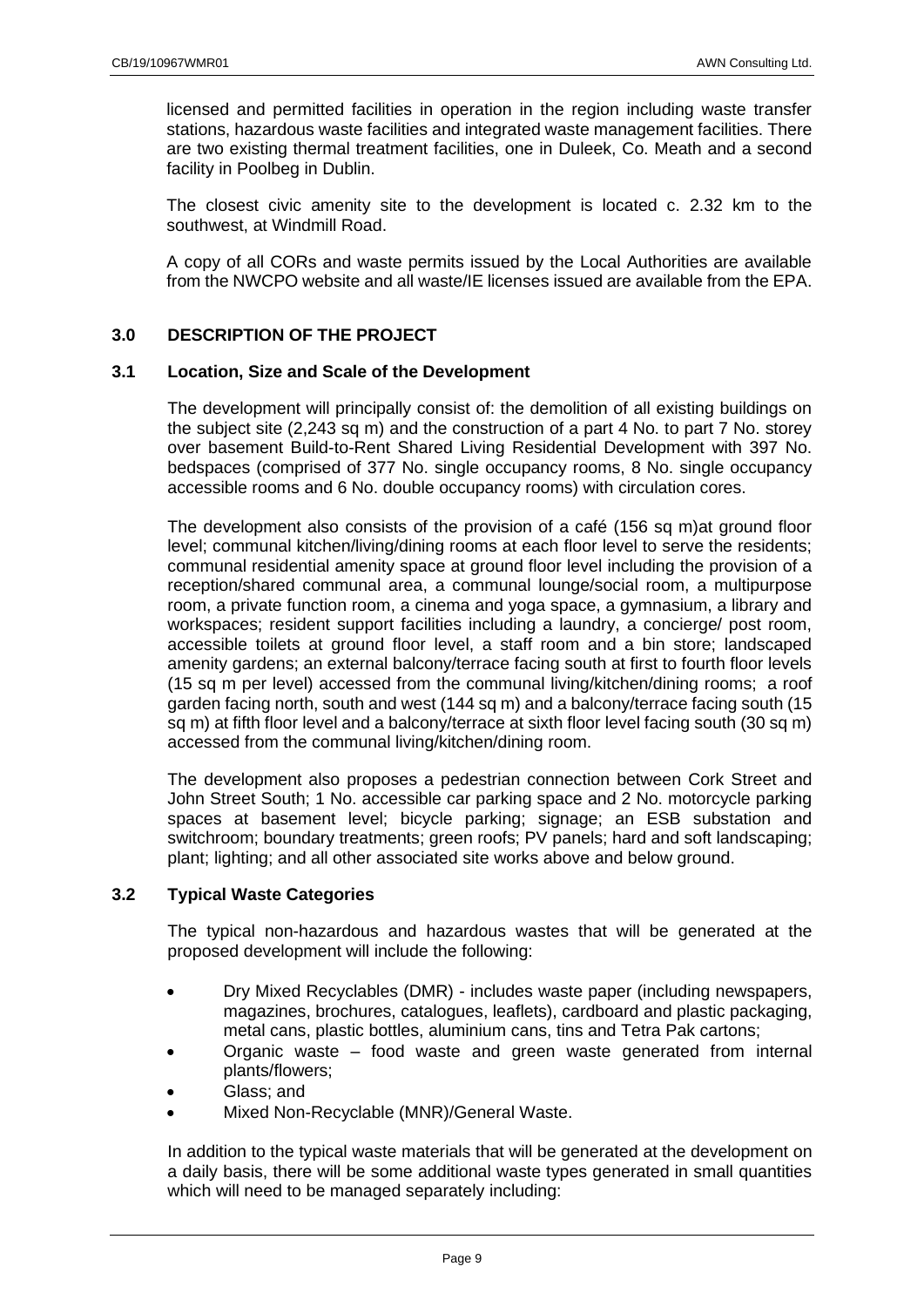licensed and permitted facilities in operation in the region including waste transfer stations, hazardous waste facilities and integrated waste management facilities. There are two existing thermal treatment facilities, one in Duleek, Co. Meath and a second facility in Poolbeg in Dublin.

The closest civic amenity site to the development is located c. 2.32 km to the southwest, at Windmill Road.

A copy of all CORs and waste permits issued by the Local Authorities are available from the NWCPO website and all waste/IE licenses issued are available from the EPA.

## 3.0 DESCRIPTION OF THE PROJECT

### 3.1 Location, Size and Scale of the Development

The development will principally consist of: the demolition of all existing buildings on the subject site (2,243 sq m) and the construction of a part 4 No. to part 7 No. storey over basement Build-to-Rent Shared Living Residential Development with 397 No. bedspaces (comprised of 377 No. single occupancy rooms, 8 No. single occupancy accessible rooms and 6 No. double occupancy rooms) with circulation cores.

The development also consists of the provision of a café (156 sq m)at ground floor level; communal kitchen/living/dining rooms at each floor level to serve the residents; communal residential amenity space at ground floor level including the provision of a reception/shared communal area, a communal lounge/social room, a multipurpose room, a private function room, a cinema and yoga space, a gymnasium, a library and workspaces; resident support facilities including a laundry, a concierge/ post room, accessible toilets at ground floor level, a staff room and a bin store; landscaped amenity gardens; an external balcony/terrace facing south at first to fourth floor levels (15 sq m per level) accessed from the communal living/kitchen/dining rooms; a roof garden facing north, south and west (144 sq m) and a balcony/terrace facing south (15 sq m) at fifth floor level and a balcony/terrace at sixth floor level facing south (30 sq m) accessed from the communal living/kitchen/dining room.

The development also proposes a pedestrian connection between Cork Street and John Street South; 1 No. accessible car parking space and 2 No. motorcycle parking spaces at basement level; bicycle parking; signage; an ESB substation and switchroom; boundary treatments; green roofs; PV panels; hard and soft landscaping; plant; lighting; and all other associated site works above and below ground.

### 3.2 Typical Waste Categories

The typical non-hazardous and hazardous wastes that will be generated at the proposed development will include the following:

- Dry Mixed Recyclables (DMR) - includes waste paper (including newspapers, magazines, brochures, catalogues, leaflets), cardboard and plastic packaging, metal cans, plastic bottles, aluminium cans, tins and Tetra Pak cartons;
- Organic waste – food waste and green waste generated from internal plants/flowers;
- Glass; and
- Mixed Non-Recyclable (MNR)/General Waste.

In addition to the typical waste materials that will be generated at the development on a daily basis, there will be some additional waste types generated in small quantities which will need to be managed separately including: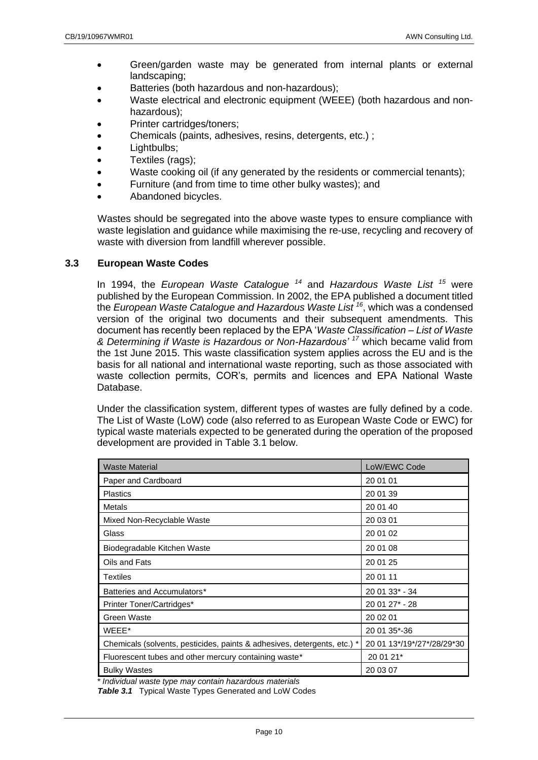- Green/garden waste may be generated from internal plants or external landscaping;
- Batteries (both hazardous and non-hazardous);
- Waste electrical and electronic equipment (WEEE) (both hazardous and non-hazardous);
- Printer cartridges/toners;
- Chemicals (paints, adhesives, resins, detergents, etc.) ;
- Lightbulbs;
- Textiles (rags);
- Waste cooking oil (if any generated by the residents or commercial tenants);
- Furniture (and from time to time other bulky wastes); and
- Abandoned bicycles.

Wastes should be segregated into the above waste types to ensure compliance with waste legislation and guidance while maximising the re-use, recycling and recovery of waste with diversion from landfill wherever possible.

### 3.3 European Waste Codes

In 1994, the *European Waste Catalogue* [14] and *Hazardous Waste List* [15] were published by the European Commission. In 2002, the EPA published a document titled the *European Waste Catalogue and Hazardous Waste List* [16], which was a condensed version of the original two documents and their subsequent amendments. This document has recently been replaced by the EPA '*Waste Classification – List of Waste & Determining if Waste is Hazardous or Non-Hazardous'* [17] which became valid from the 1st June 2015. This waste classification system applies across the EU and is the basis for all national and international waste reporting, such as those associated with waste collection permits, COR's, permits and licences and EPA National Waste Database.

Under the classification system, different types of wastes are fully defined by a code. The List of Waste (LoW) code (also referred to as European Waste Code or EWC) for typical waste materials expected to be generated during the operation of the proposed development are provided in Table 3.1 below.

| Waste Material | LoW/EWC Code |
|---|---|
| Paper and Cardboard | 20 01 01 |
| Plastics | 20 01 39 |
| Metals | 20 01 40 |
| Mixed Non-Recyclable Waste | 20 03 01 |
| Glass | 20 01 02 |
| Biodegradable Kitchen Waste | 20 01 08 |
| Oils and Fats | 20 01 25 |
| Textiles | 20 01 11 |
| Batteries and Accumulators* | 20 01 33* - 34 |
| Printer Toner/Cartridges* | 20 01 27* - 28 |
| Green Waste | 20 02 01 |
| WEEE* | 20 01 35*-36 |
| Chemicals (solvents, pesticides, paints & adhesives, detergents, etc.) * | 20 01 13*/19*/27*/28/29*30 |
| Fluorescent tubes and other mercury containing waste* | 20 01 21* |
| Bulky Wastes | 20 03 07 |

*\* Individual waste type may contain hazardous materials*

***Table 3.1*** Typical Waste Types Generated and LoW Codes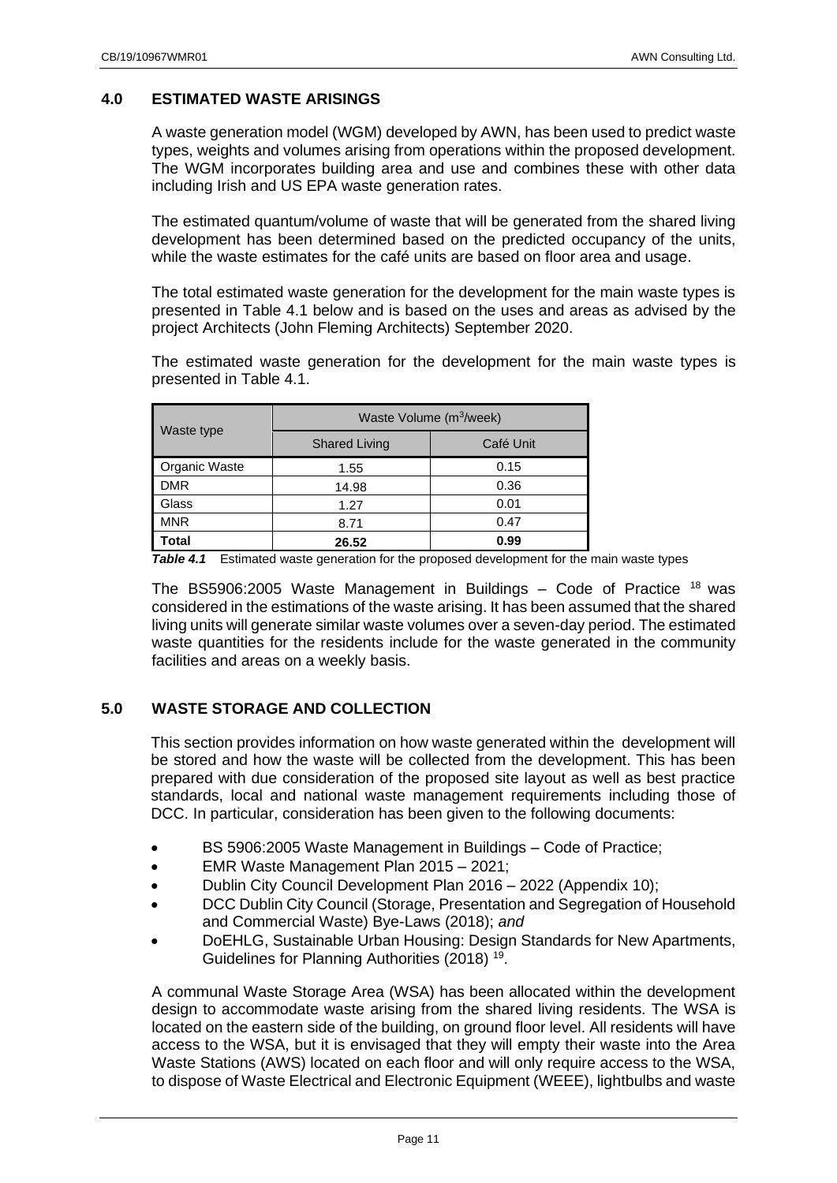## 4.0 ESTIMATED WASTE ARISINGS

A waste generation model (WGM) developed by AWN, has been used to predict waste types, weights and volumes arising from operations within the proposed development. The WGM incorporates building area and use and combines these with other data including Irish and US EPA waste generation rates.

The estimated quantum/volume of waste that will be generated from the shared living development has been determined based on the predicted occupancy of the units, while the waste estimates for the café units are based on floor area and usage.

The total estimated waste generation for the development for the main waste types is presented in Table 4.1 below and is based on the uses and areas as advised by the project Architects (John Fleming Architects) September 2020.

The estimated waste generation for the development for the main waste types is presented in Table 4.1.

| Waste type | Waste Volume ($m^3$/week) | |
|---|---|---|
| | Shared Living | Café Unit |
| Organic Waste | 1.55 | 0.15 |
| DMR | 14.98 | 0.36 |
| Glass | 1.27 | 0.01 |
| MNR | 8.71 | 0.47 |
| **Total** | **26.52** | **0.99** |

***Table 4.1*** Estimated waste generation for the proposed development for the main waste types

The BS5906:2005 Waste Management in Buildings – Code of Practice [18] was considered in the estimations of the waste arising. It has been assumed that the shared living units will generate similar waste volumes over a seven-day period. The estimated waste quantities for the residents include for the waste generated in the community facilities and areas on a weekly basis.

## 5.0 WASTE STORAGE AND COLLECTION

This section provides information on how waste generated within the development will be stored and how the waste will be collected from the development. This has been prepared with due consideration of the proposed site layout as well as best practice standards, local and national waste management requirements including those of DCC. In particular, consideration has been given to the following documents:

- BS 5906:2005 Waste Management in Buildings – Code of Practice;
- EMR Waste Management Plan 2015 – 2021;
- Dublin City Council Development Plan 2016 – 2022 (Appendix 10);
- DCC Dublin City Council (Storage, Presentation and Segregation of Household and Commercial Waste) Bye-Laws (2018); *and*
- DoEHLG, Sustainable Urban Housing: Design Standards for New Apartments, Guidelines for Planning Authorities (2018) [19].

A communal Waste Storage Area (WSA) has been allocated within the development design to accommodate waste arising from the shared living residents. The WSA is located on the eastern side of the building, on ground floor level. All residents will have access to the WSA, but it is envisaged that they will empty their waste into the Area Waste Stations (AWS) located on each floor and will only require access to the WSA, to dispose of Waste Electrical and Electronic Equipment (WEEE), lightbulbs and waste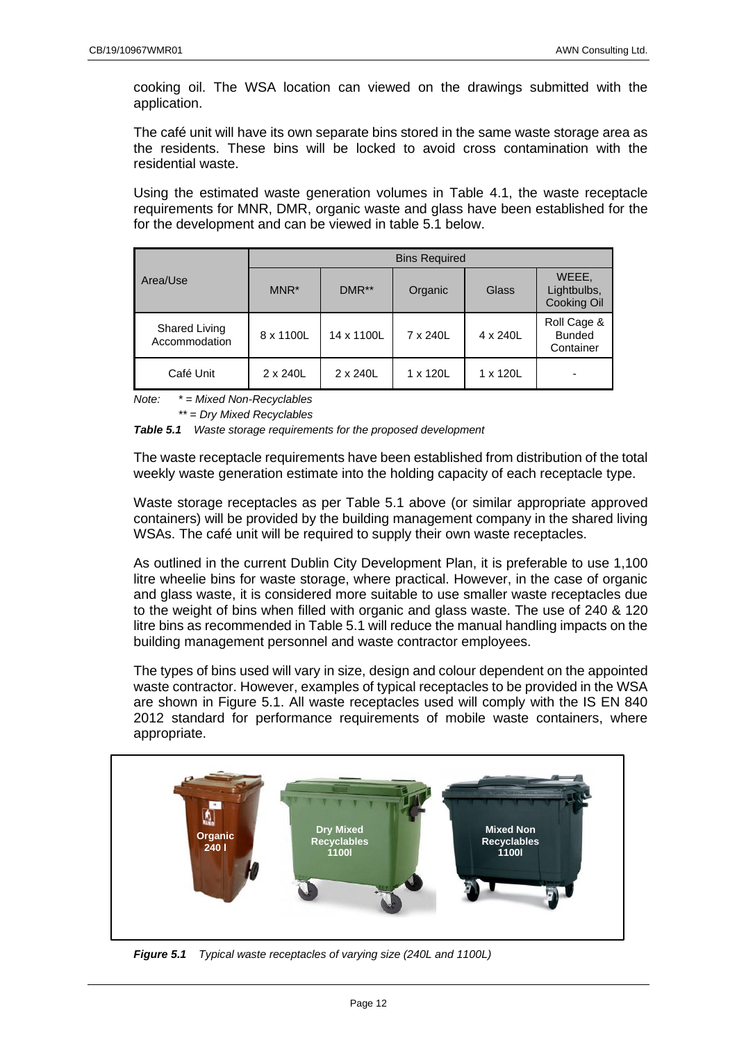cooking oil. The WSA location can viewed on the drawings submitted with the application.

The café unit will have its own separate bins stored in the same waste storage area as the residents. These bins will be locked to avoid cross contamination with the residential waste.

Using the estimated waste generation volumes in Table 4.1, the waste receptacle requirements for MNR, DMR, organic waste and glass have been established for the for the development and can be viewed in table 5.1 below.

| Area/Use | Bins Required | | | | |
|---|---|---|---|---|---|
| | MNR* | DMR** | Organic | Glass | WEEE, Lightbulbs, Cooking Oil |
| Shared Living Accommodation | 8 x 1100L | 14 x 1100L | 7 x 240L | 4 x 240L | Roll Cage & Bunded Container |
| Café Unit | 2 x 240L | 2 x 240L | 1 x 120L | 1 x 120L | - |

*Note: * = Mixed Non-Recyclables*
*** = Dry Mixed Recyclables*

***Table 5.1*** *Waste storage requirements for the proposed development*

The waste receptacle requirements have been established from distribution of the total weekly waste generation estimate into the holding capacity of each receptacle type.

Waste storage receptacles as per Table 5.1 above (or similar appropriate approved containers) will be provided by the building management company in the shared living WSAs. The café unit will be required to supply their own waste receptacles.

As outlined in the current Dublin City Development Plan, it is preferable to use 1,100 litre wheelie bins for waste storage, where practical. However, in the case of organic and glass waste, it is considered more suitable to use smaller waste receptacles due to the weight of bins when filled with organic and glass waste. The use of 240 & 120 litre bins as recommended in Table 5.1 will reduce the manual handling impacts on the building management personnel and waste contractor employees.

The types of bins used will vary in size, design and colour dependent on the appointed waste contractor. However, examples of typical receptacles to be provided in the WSA are shown in Figure 5.1. All waste receptacles used will comply with the IS EN 840 2012 standard for performance requirements of mobile waste containers, where appropriate.

***Figure 5.1*** *Typical waste receptacles of varying size (240L and 1100L)*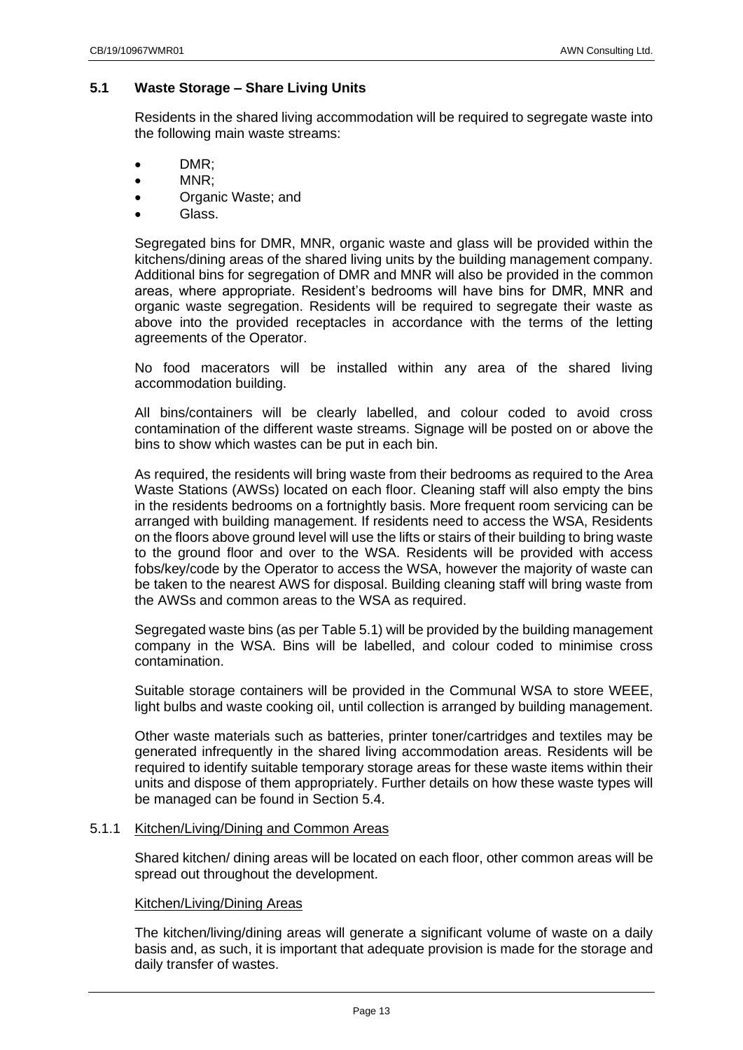## 5.1 Waste Storage – Share Living Units

Residents in the shared living accommodation will be required to segregate waste into the following main waste streams:

- DMR;
- MNR;
- Organic Waste; and
- Glass.

Segregated bins for DMR, MNR, organic waste and glass will be provided within the kitchens/dining areas of the shared living units by the building management company. Additional bins for segregation of DMR and MNR will also be provided in the common areas, where appropriate. Resident's bedrooms will have bins for DMR, MNR and organic waste segregation. Residents will be required to segregate their waste as above into the provided receptacles in accordance with the terms of the letting agreements of the Operator.

No food macerators will be installed within any area of the shared living accommodation building.

All bins/containers will be clearly labelled, and colour coded to avoid cross contamination of the different waste streams. Signage will be posted on or above the bins to show which wastes can be put in each bin.

As required, the residents will bring waste from their bedrooms as required to the Area Waste Stations (AWSs) located on each floor. Cleaning staff will also empty the bins in the residents bedrooms on a fortnightly basis. More frequent room servicing can be arranged with building management. If residents need to access the WSA, Residents on the floors above ground level will use the lifts or stairs of their building to bring waste to the ground floor and over to the WSA. Residents will be provided with access fobs/key/code by the Operator to access the WSA, however the majority of waste can be taken to the nearest AWS for disposal. Building cleaning staff will bring waste from the AWSs and common areas to the WSA as required.

Segregated waste bins (as per Table 5.1) will be provided by the building management company in the WSA. Bins will be labelled, and colour coded to minimise cross contamination.

Suitable storage containers will be provided in the Communal WSA to store WEEE, light bulbs and waste cooking oil, until collection is arranged by building management.

Other waste materials such as batteries, printer toner/cartridges and textiles may be generated infrequently in the shared living accommodation areas. Residents will be required to identify suitable temporary storage areas for these waste items within their units and dispose of them appropriately. Further details on how these waste types will be managed can be found in Section 5.4.

### 5.1.1 Kitchen/Living/Dining and Common Areas

Shared kitchen/ dining areas will be located on each floor, other common areas will be spread out throughout the development.

#### Kitchen/Living/Dining Areas

The kitchen/living/dining areas will generate a significant volume of waste on a daily basis and, as such, it is important that adequate provision is made for the storage and daily transfer of wastes.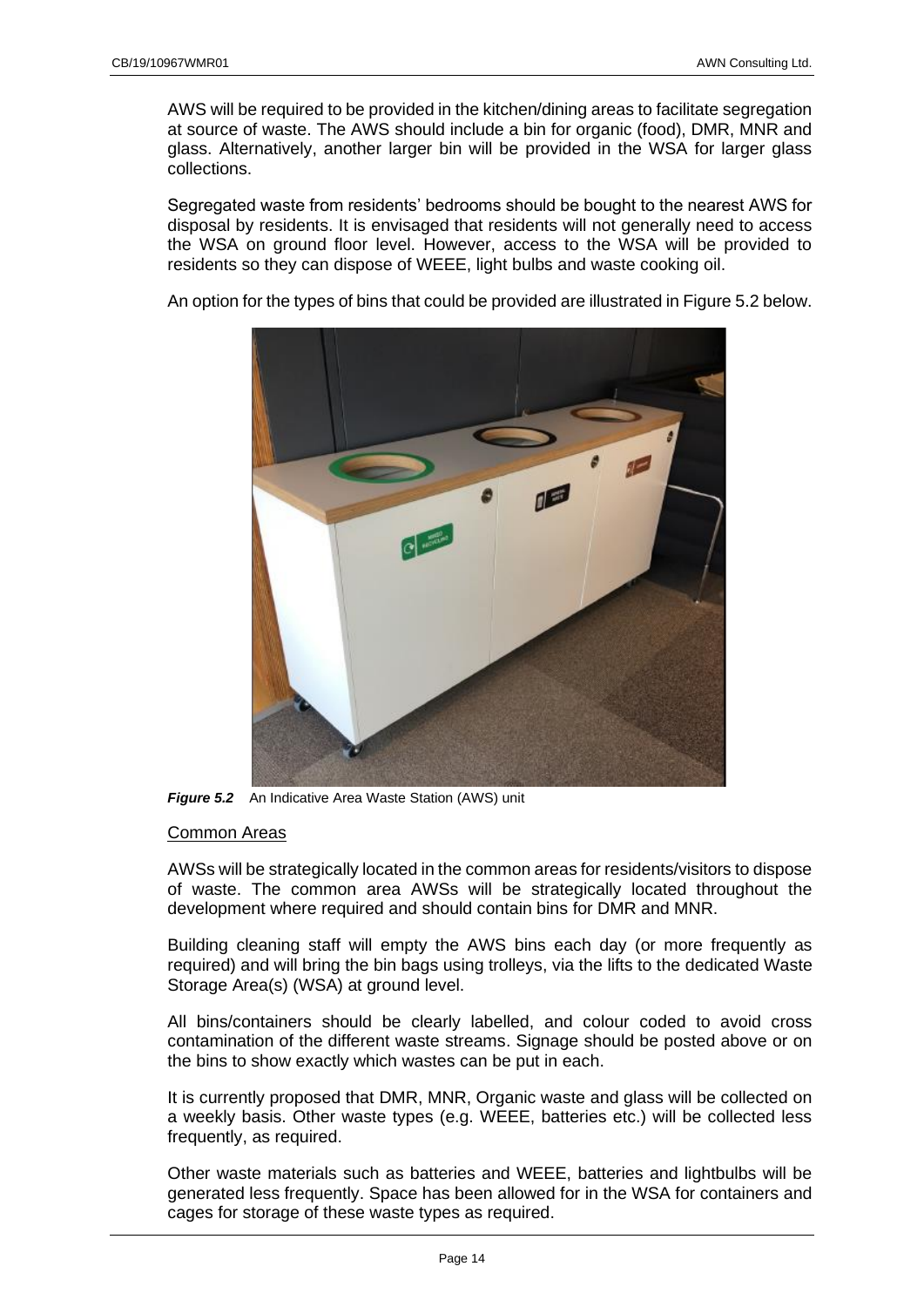AWS will be required to be provided in the kitchen/dining areas to facilitate segregation at source of waste. The AWS should include a bin for organic (food), DMR, MNR and glass. Alternatively, another larger bin will be provided in the WSA for larger glass collections.

Segregated waste from residents' bedrooms should be bought to the nearest AWS for disposal by residents. It is envisaged that residents will not generally need to access the WSA on ground floor level. However, access to the WSA will be provided to residents so they can dispose of WEEE, light bulbs and waste cooking oil.

An option for the types of bins that could be provided are illustrated in Figure 5.2 below.

***Figure 5.2*** An Indicative Area Waste Station (AWS) unit

<u>Common Areas</u>

AWSs will be strategically located in the common areas for residents/visitors to dispose of waste. The common area AWSs will be strategically located throughout the development where required and should contain bins for DMR and MNR.

Building cleaning staff will empty the AWS bins each day (or more frequently as required) and will bring the bin bags using trolleys, via the lifts to the dedicated Waste Storage Area(s) (WSA) at ground level.

All bins/containers should be clearly labelled, and colour coded to avoid cross contamination of the different waste streams. Signage should be posted above or on the bins to show exactly which wastes can be put in each.

It is currently proposed that DMR, MNR, Organic waste and glass will be collected on a weekly basis. Other waste types (e.g. WEEE, batteries etc.) will be collected less frequently, as required.

Other waste materials such as batteries and WEEE, batteries and lightbulbs will be generated less frequently. Space has been allowed for in the WSA for containers and cages for storage of these waste types as required.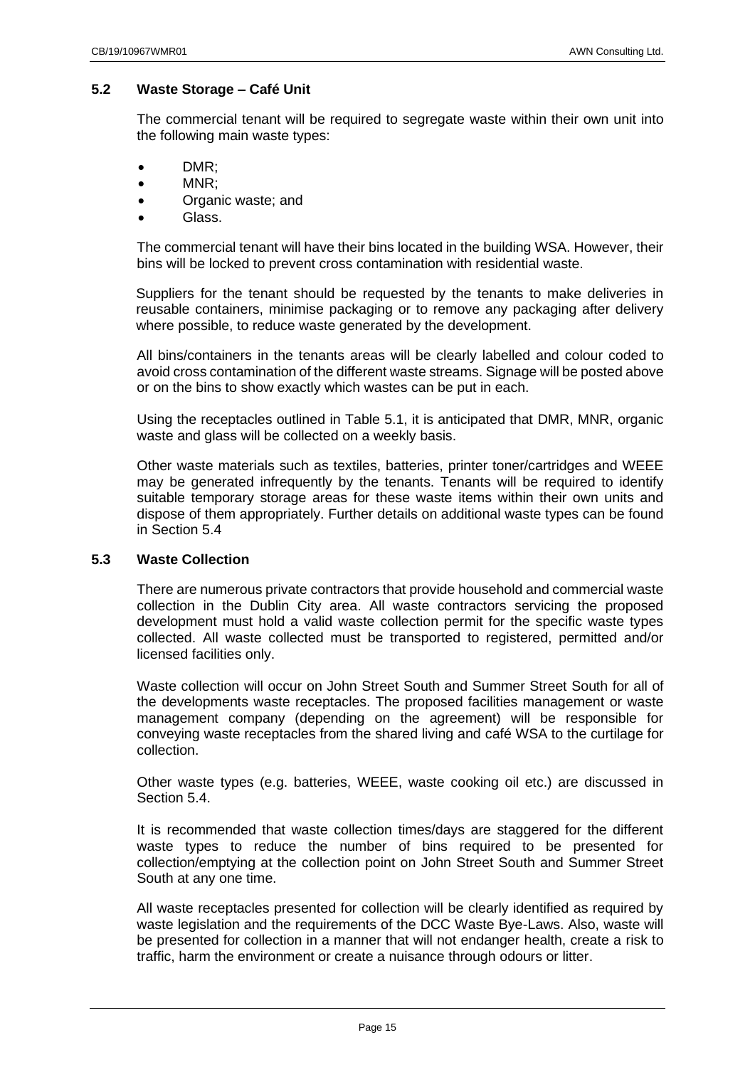### 5.2 Waste Storage – Café Unit

The commercial tenant will be required to segregate waste within their own unit into the following main waste types:

- DMR;
- MNR;
- Organic waste; and
- Glass.

The commercial tenant will have their bins located in the building WSA. However, their bins will be locked to prevent cross contamination with residential waste.

Suppliers for the tenant should be requested by the tenants to make deliveries in reusable containers, minimise packaging or to remove any packaging after delivery where possible, to reduce waste generated by the development.

All bins/containers in the tenants areas will be clearly labelled and colour coded to avoid cross contamination of the different waste streams. Signage will be posted above or on the bins to show exactly which wastes can be put in each.

Using the receptacles outlined in Table 5.1, it is anticipated that DMR, MNR, organic waste and glass will be collected on a weekly basis.

Other waste materials such as textiles, batteries, printer toner/cartridges and WEEE may be generated infrequently by the tenants. Tenants will be required to identify suitable temporary storage areas for these waste items within their own units and dispose of them appropriately. Further details on additional waste types can be found in Section 5.4

### 5.3 Waste Collection

There are numerous private contractors that provide household and commercial waste collection in the Dublin City area. All waste contractors servicing the proposed development must hold a valid waste collection permit for the specific waste types collected. All waste collected must be transported to registered, permitted and/or licensed facilities only.

Waste collection will occur on John Street South and Summer Street South for all of the developments waste receptacles. The proposed facilities management or waste management company (depending on the agreement) will be responsible for conveying waste receptacles from the shared living and café WSA to the curtilage for collection.

Other waste types (e.g. batteries, WEEE, waste cooking oil etc.) are discussed in Section 5.4.

It is recommended that waste collection times/days are staggered for the different waste types to reduce the number of bins required to be presented for collection/emptying at the collection point on John Street South and Summer Street South at any one time.

All waste receptacles presented for collection will be clearly identified as required by waste legislation and the requirements of the DCC Waste Bye-Laws. Also, waste will be presented for collection in a manner that will not endanger health, create a risk to traffic, harm the environment or create a nuisance through odours or litter.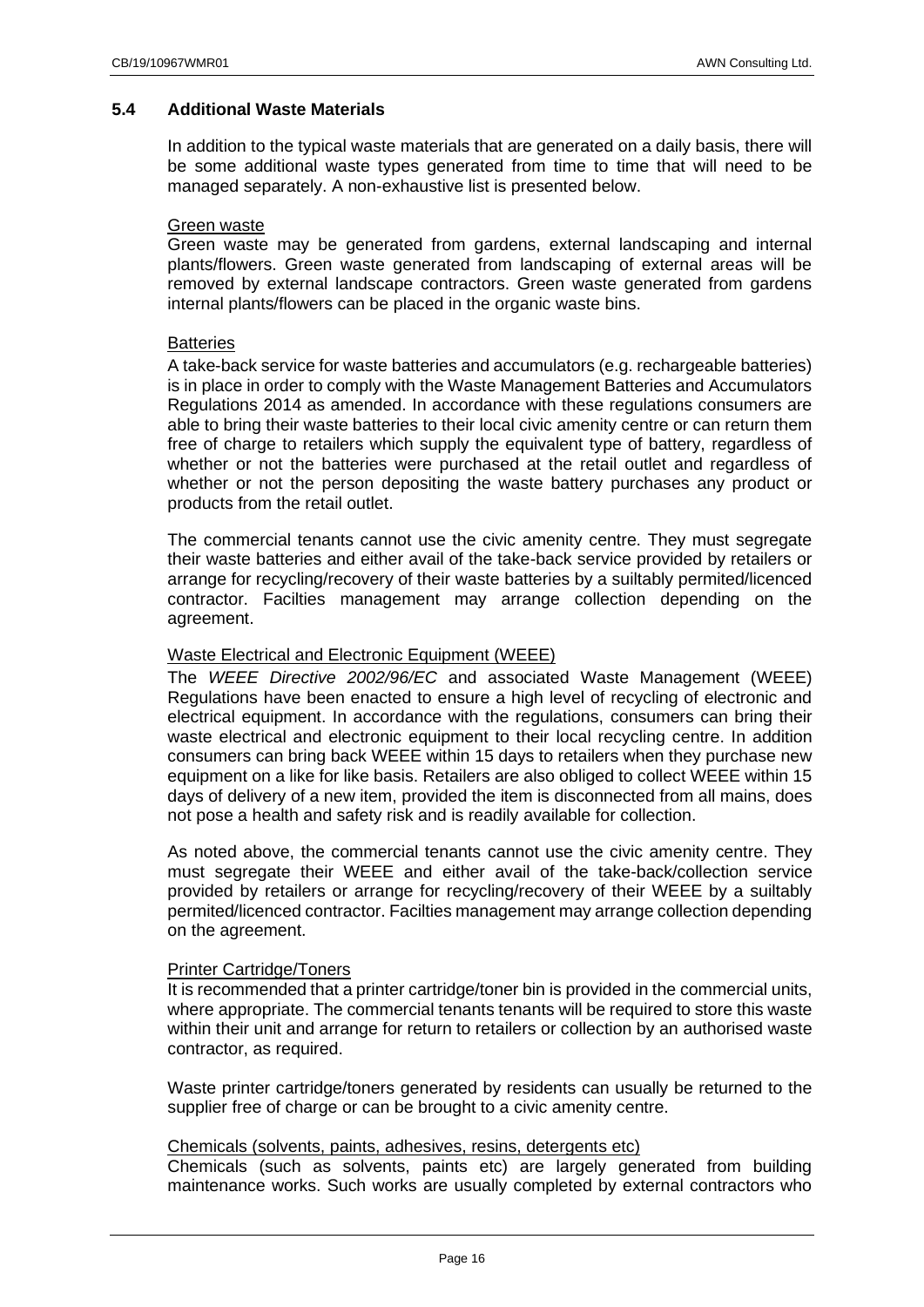## 5.4 Additional Waste Materials

In addition to the typical waste materials that are generated on a daily basis, there will be some additional waste types generated from time to time that will need to be managed separately. A non-exhaustive list is presented below.

Green waste

Green waste may be generated from gardens, external landscaping and internal plants/flowers. Green waste generated from landscaping of external areas will be removed by external landscape contractors. Green waste generated from gardens internal plants/flowers can be placed in the organic waste bins.

Batteries

A take-back service for waste batteries and accumulators (e.g. rechargeable batteries) is in place in order to comply with the Waste Management Batteries and Accumulators Regulations 2014 as amended. In accordance with these regulations consumers are able to bring their waste batteries to their local civic amenity centre or can return them free of charge to retailers which supply the equivalent type of battery, regardless of whether or not the batteries were purchased at the retail outlet and regardless of whether or not the person depositing the waste battery purchases any product or products from the retail outlet.

The commercial tenants cannot use the civic amenity centre. They must segregate their waste batteries and either avail of the take-back service provided by retailers or arrange for recycling/recovery of their waste batteries by a suiltably permited/licenced contractor. Facilties management may arrange collection depending on the agreement.

Waste Electrical and Electronic Equipment (WEEE)

The *WEEE Directive 2002/96/EC* and associated Waste Management (WEEE) Regulations have been enacted to ensure a high level of recycling of electronic and electrical equipment. In accordance with the regulations, consumers can bring their waste electrical and electronic equipment to their local recycling centre. In addition consumers can bring back WEEE within 15 days to retailers when they purchase new equipment on a like for like basis. Retailers are also obliged to collect WEEE within 15 days of delivery of a new item, provided the item is disconnected from all mains, does not pose a health and safety risk and is readily available for collection.

As noted above, the commercial tenants cannot use the civic amenity centre. They must segregate their WEEE and either avail of the take-back/collection service provided by retailers or arrange for recycling/recovery of their WEEE by a suiltably permited/licenced contractor. Facilties management may arrange collection depending on the agreement.

Printer Cartridge/Toners

It is recommended that a printer cartridge/toner bin is provided in the commercial units, where appropriate. The commercial tenants tenants will be required to store this waste within their unit and arrange for return to retailers or collection by an authorised waste contractor, as required.

Waste printer cartridge/toners generated by residents can usually be returned to the supplier free of charge or can be brought to a civic amenity centre.

Chemicals (solvents, paints, adhesives, resins, detergents etc)

Chemicals (such as solvents, paints etc) are largely generated from building maintenance works. Such works are usually completed by external contractors who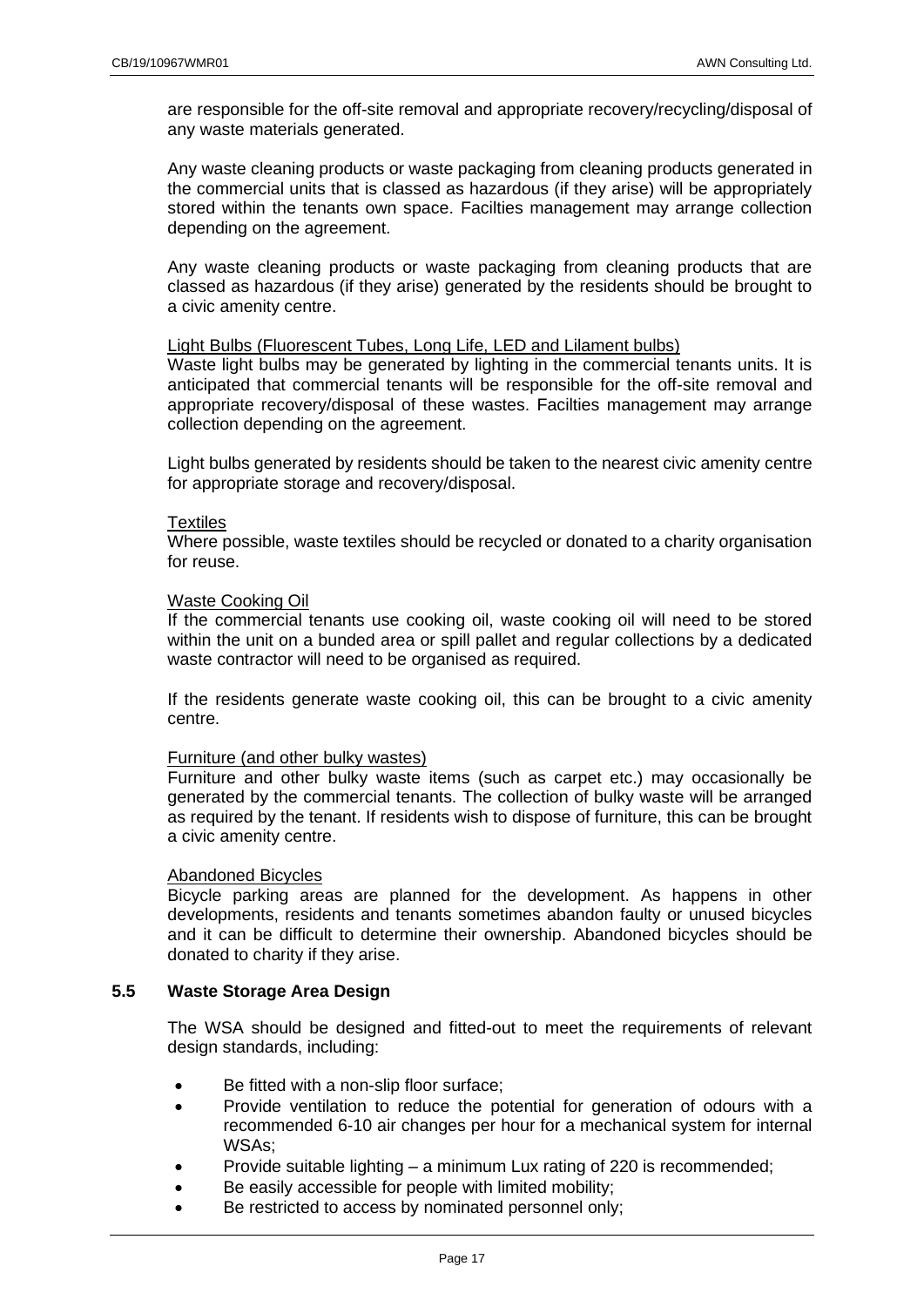are responsible for the off-site removal and appropriate recovery/recycling/disposal of any waste materials generated.

Any waste cleaning products or waste packaging from cleaning products generated in the commercial units that is classed as hazardous (if they arise) will be appropriately stored within the tenants own space. Facilties management may arrange collection depending on the agreement.

Any waste cleaning products or waste packaging from cleaning products that are classed as hazardous (if they arise) generated by the residents should be brought to a civic amenity centre.

Light Bulbs (Fluorescent Tubes, Long Life, LED and Lilament bulbs)

Waste light bulbs may be generated by lighting in the commercial tenants units. It is anticipated that commercial tenants will be responsible for the off-site removal and appropriate recovery/disposal of these wastes. Facilties management may arrange collection depending on the agreement.

Light bulbs generated by residents should be taken to the nearest civic amenity centre for appropriate storage and recovery/disposal.

Textiles

Where possible, waste textiles should be recycled or donated to a charity organisation for reuse.

Waste Cooking Oil

If the commercial tenants use cooking oil, waste cooking oil will need to be stored within the unit on a bunded area or spill pallet and regular collections by a dedicated waste contractor will need to be organised as required.

If the residents generate waste cooking oil, this can be brought to a civic amenity centre.

Furniture (and other bulky wastes)

Furniture and other bulky waste items (such as carpet etc.) may occasionally be generated by the commercial tenants. The collection of bulky waste will be arranged as required by the tenant. If residents wish to dispose of furniture, this can be brought a civic amenity centre.

Abandoned Bicycles

Bicycle parking areas are planned for the development. As happens in other developments, residents and tenants sometimes abandon faulty or unused bicycles and it can be difficult to determine their ownership. Abandoned bicycles should be donated to charity if they arise.

### 5.5 Waste Storage Area Design

The WSA should be designed and fitted-out to meet the requirements of relevant design standards, including:

- Be fitted with a non-slip floor surface;
- Provide ventilation to reduce the potential for generation of odours with a recommended 6-10 air changes per hour for a mechanical system for internal WSAs;
- Provide suitable lighting – a minimum Lux rating of 220 is recommended;
- Be easily accessible for people with limited mobility;
- Be restricted to access by nominated personnel only;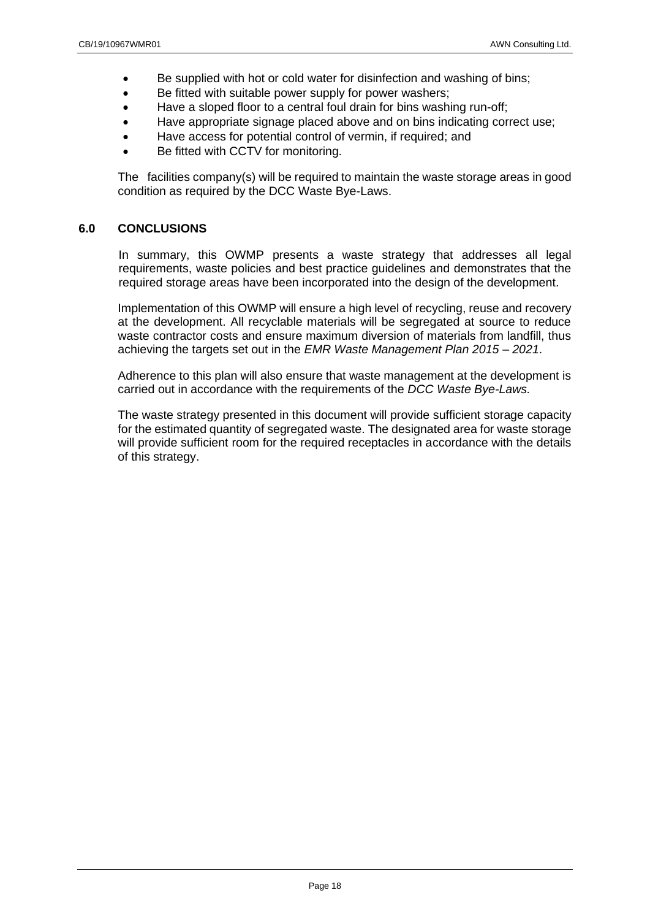- Be supplied with hot or cold water for disinfection and washing of bins;
- Be fitted with suitable power supply for power washers;
- Have a sloped floor to a central foul drain for bins washing run-off;
- Have appropriate signage placed above and on bins indicating correct use;
- Have access for potential control of vermin, if required; and
- Be fitted with CCTV for monitoring.

The facilities company(s) will be required to maintain the waste storage areas in good condition as required by the DCC Waste Bye-Laws.

## 6.0 CONCLUSIONS

In summary, this OWMP presents a waste strategy that addresses all legal requirements, waste policies and best practice guidelines and demonstrates that the required storage areas have been incorporated into the design of the development.

Implementation of this OWMP will ensure a high level of recycling, reuse and recovery at the development. All recyclable materials will be segregated at source to reduce waste contractor costs and ensure maximum diversion of materials from landfill, thus achieving the targets set out in the *EMR Waste Management Plan 2015 – 2021*.

Adherence to this plan will also ensure that waste management at the development is carried out in accordance with the requirements of the *DCC Waste Bye-Laws.*

The waste strategy presented in this document will provide sufficient storage capacity for the estimated quantity of segregated waste. The designated area for waste storage will provide sufficient room for the required receptacles in accordance with the details of this strategy.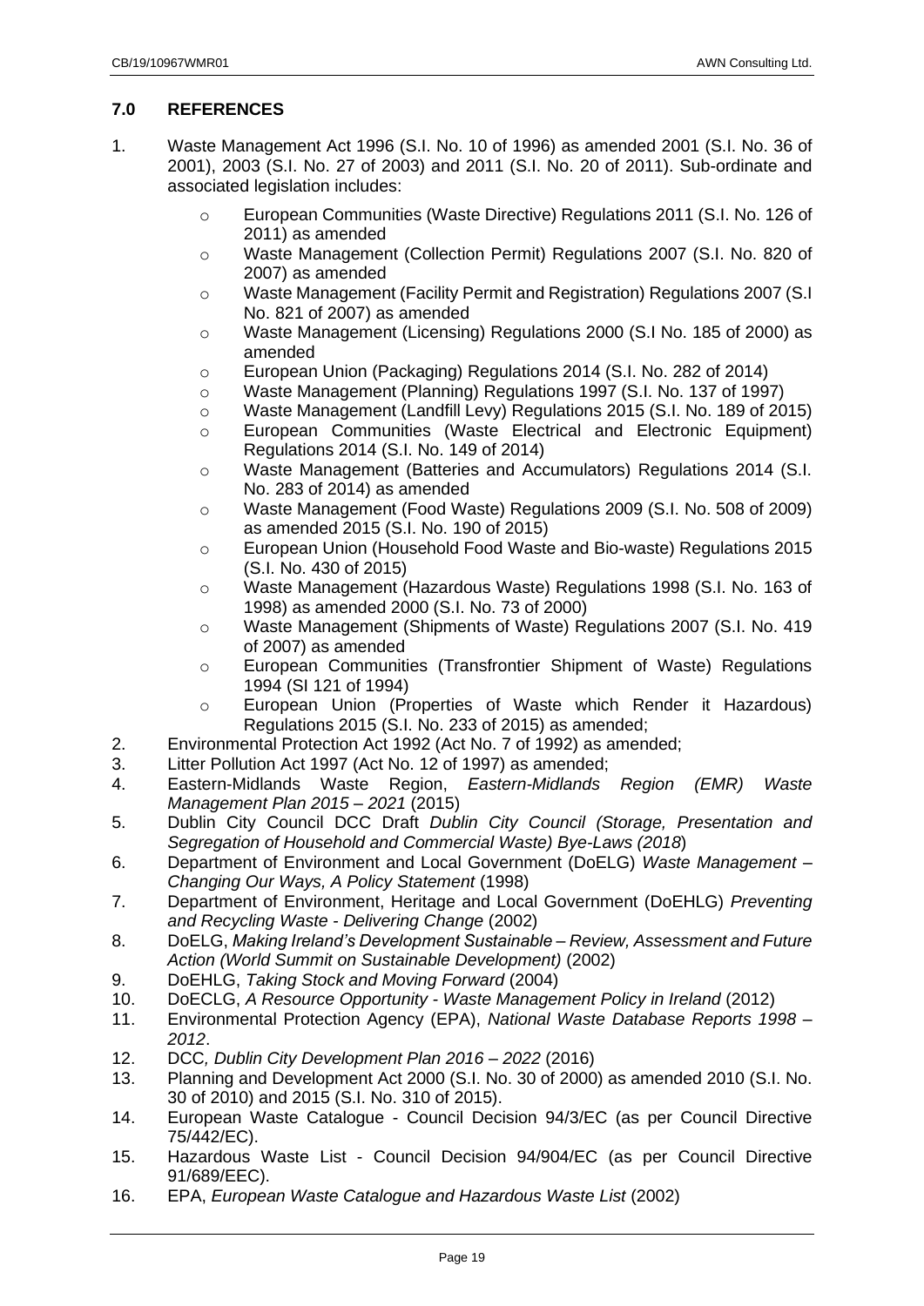## 7.0 REFERENCES

1. Waste Management Act 1996 (S.I. No. 10 of 1996) as amended 2001 (S.I. No. 36 of 2001), 2003 (S.I. No. 27 of 2003) and 2011 (S.I. No. 20 of 2011). Sub-ordinate and associated legislation includes:
    - European Communities (Waste Directive) Regulations 2011 (S.I. No. 126 of 2011) as amended
    - Waste Management (Collection Permit) Regulations 2007 (S.I. No. 820 of 2007) as amended
    - Waste Management (Facility Permit and Registration) Regulations 2007 (S.I No. 821 of 2007) as amended
    - Waste Management (Licensing) Regulations 2000 (S.I No. 185 of 2000) as amended
    - European Union (Packaging) Regulations 2014 (S.I. No. 282 of 2014)
    - Waste Management (Planning) Regulations 1997 (S.I. No. 137 of 1997)
    - Waste Management (Landfill Levy) Regulations 2015 (S.I. No. 189 of 2015)
    - European Communities (Waste Electrical and Electronic Equipment) Regulations 2014 (S.I. No. 149 of 2014)
    - Waste Management (Batteries and Accumulators) Regulations 2014 (S.I. No. 283 of 2014) as amended
    - Waste Management (Food Waste) Regulations 2009 (S.I. No. 508 of 2009) as amended 2015 (S.I. No. 190 of 2015)
    - European Union (Household Food Waste and Bio-waste) Regulations 2015 (S.I. No. 430 of 2015)
    - Waste Management (Hazardous Waste) Regulations 1998 (S.I. No. 163 of 1998) as amended 2000 (S.I. No. 73 of 2000)
    - Waste Management (Shipments of Waste) Regulations 2007 (S.I. No. 419 of 2007) as amended
    - European Communities (Transfrontier Shipment of Waste) Regulations 1994 (SI 121 of 1994)
    - European Union (Properties of Waste which Render it Hazardous) Regulations 2015 (S.I. No. 233 of 2015) as amended;
2. Environmental Protection Act 1992 (Act No. 7 of 1992) as amended;
3. Litter Pollution Act 1997 (Act No. 12 of 1997) as amended;
4. Eastern-Midlands Waste Region, *Eastern-Midlands Region (EMR) Waste Management Plan 2015 – 2021* (2015)
5. Dublin City Council DCC Draft *Dublin City Council (Storage, Presentation and Segregation of Household and Commercial Waste) Bye-Laws (2018*)
6. Department of Environment and Local Government (DoELG) *Waste Management – Changing Our Ways, A Policy Statement* (1998)
7. Department of Environment, Heritage and Local Government (DoEHLG) *Preventing and Recycling Waste - Delivering Change* (2002)
8. DoELG, *Making Ireland's Development Sustainable – Review, Assessment and Future Action (World Summit on Sustainable Development)* (2002)
9. DoEHLG, *Taking Stock and Moving Forward* (2004)
10. DoECLG, *A Resource Opportunity - Waste Management Policy in Ireland* (2012)
11. Environmental Protection Agency (EPA), *National Waste Database Reports 1998 – 2012*.
12. DCC*, Dublin City Development Plan 2016 – 2022* (2016)
13. Planning and Development Act 2000 (S.I. No. 30 of 2000) as amended 2010 (S.I. No. 30 of 2010) and 2015 (S.I. No. 310 of 2015).
14. European Waste Catalogue - Council Decision 94/3/EC (as per Council Directive 75/442/EC).
15. Hazardous Waste List - Council Decision 94/904/EC (as per Council Directive 91/689/EEC).
16. EPA, *European Waste Catalogue and Hazardous Waste List* (2002)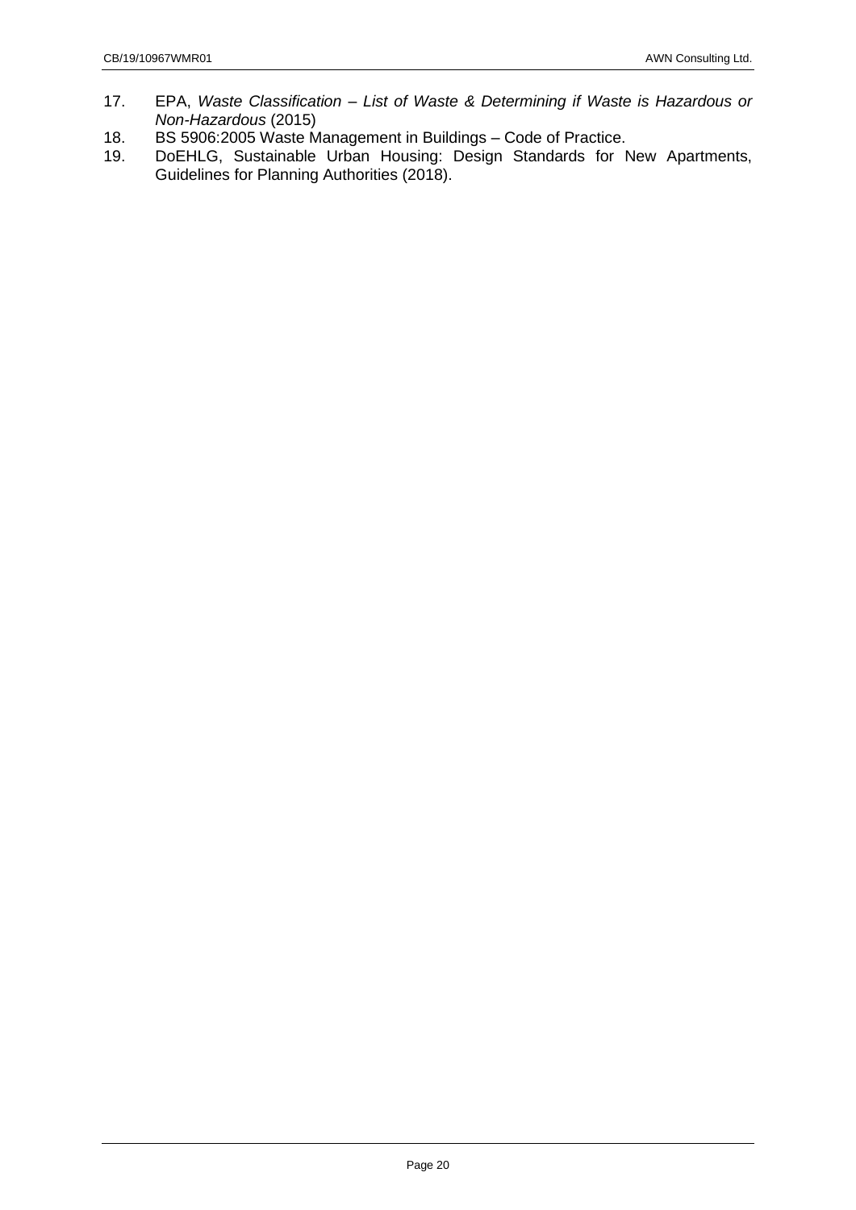17. EPA, *Waste Classification – List of Waste & Determining if Waste is Hazardous or Non-Hazardous* (2015)
18. BS 5906:2005 Waste Management in Buildings – Code of Practice.
19. DoEHLG, Sustainable Urban Housing: Design Standards for New Apartments, Guidelines for Planning Authorities (2018).